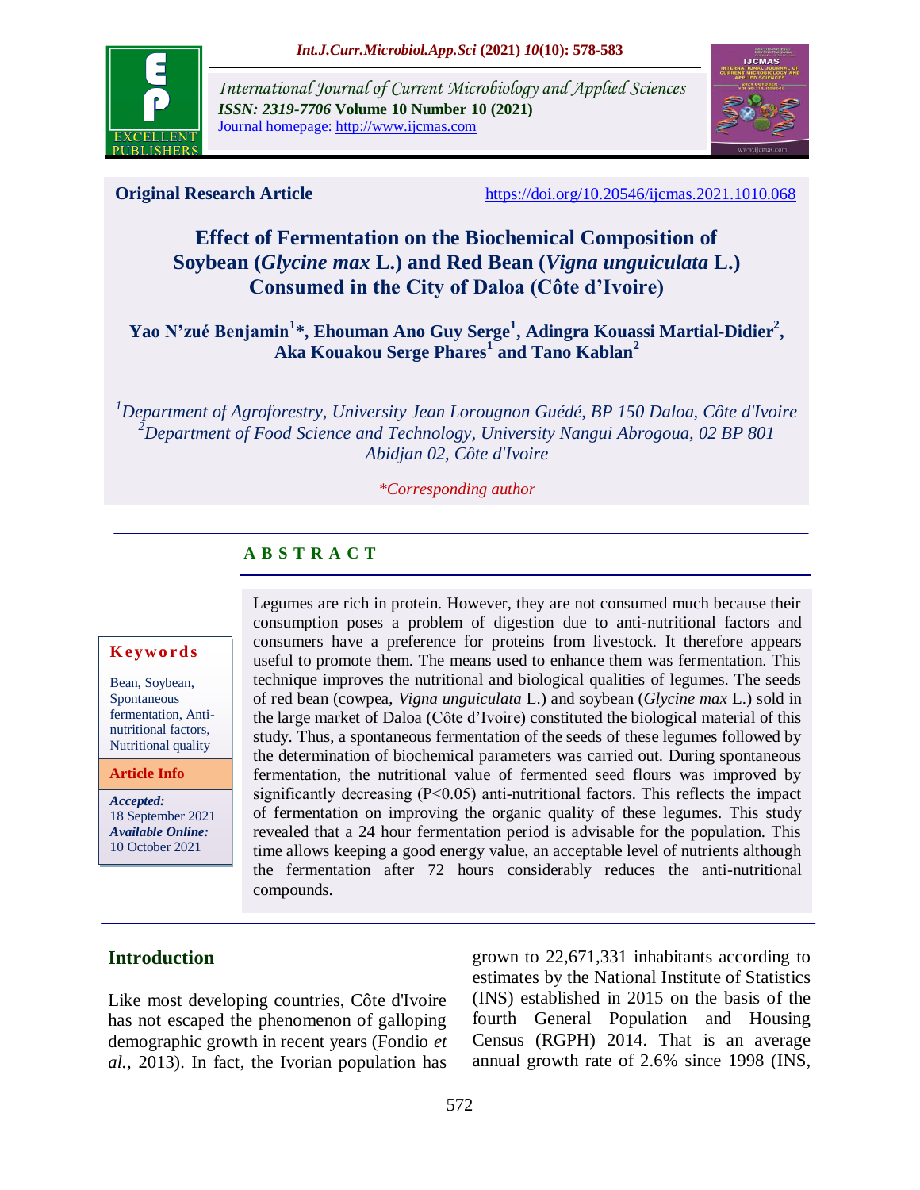**Original Research Article** https://doi.org/10.20546/ijcmas.2021.1010.068

# Effect of Fermentation on the Biochemical Composition of Soybean (*Glycine max* L.) and Red Bean (*Vigna unguiculata* L.) Consumed in the City of Daloa (Côte d'Ivoire)

**Yao N'zué Benjamin[1]*, Ehouman Ano Guy Serge[1], Adingra Kouassi Martial-Didier[2], Aka Kouakou Serge Phares[1] and Tano Kablan[2]**

[1]*Department of Agroforestry, University Jean Lorougnon Guédé, BP 150 Daloa, Côte d'Ivoire*
[2]*Department of Food Science and Technology, University Nangui Abrogoua, 02 BP 801 Abidjan 02, Côte d'Ivoire*

*\*Corresponding author*

## ABSTRACT

**Keywords**

Bean, Soybean, Spontaneous fermentation, Anti-nutritional factors, Nutritional quality

**Article Info**

***Accepted:*** 18 September 2021
***Available Online:*** 10 October 2021

Legumes are rich in protein. However, they are not consumed much because their consumption poses a problem of digestion due to anti-nutritional factors and consumers have a preference for proteins from livestock. It therefore appears useful to promote them. The means used to enhance them was fermentation. This technique improves the nutritional and biological qualities of legumes. The seeds of red bean (cowpea, *Vigna unguiculata* L.) and soybean (*Glycine max* L.) sold in the large market of Daloa (Côte d'Ivoire) constituted the biological material of this study. Thus, a spontaneous fermentation of the seeds of these legumes followed by the determination of biochemical parameters was carried out. During spontaneous fermentation, the nutritional value of fermented seed flours was improved by significantly decreasing ($P<0.05$) anti-nutritional factors. This reflects the impact of fermentation on improving the organic quality of these legumes. This study revealed that a 24 hour fermentation period is advisable for the population. This time allows keeping a good energy value, an acceptable level of nutrients although the fermentation after 72 hours considerably reduces the anti-nutritional compounds.

## Introduction

Like most developing countries, Côte d'Ivoire has not escaped the phenomenon of galloping demographic growth in recent years (Fondio *et al.,* 2013). In fact, the Ivorian population has grown to 22,671,331 inhabitants according to estimates by the National Institute of Statistics (INS) established in 2015 on the basis of the fourth General Population and Housing Census (RGPH) 2014. That is an average annual growth rate of 2.6% since 1998 (INS,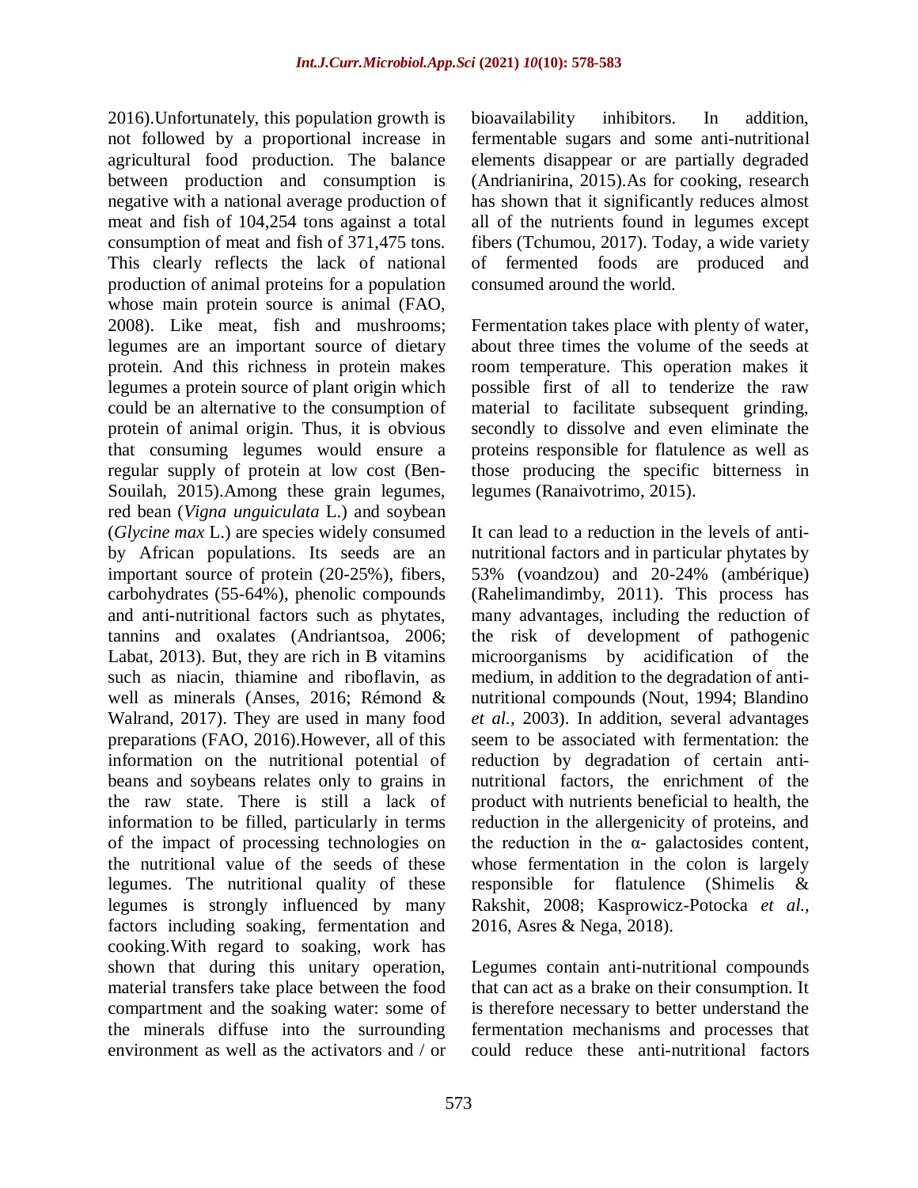2016).Unfortunately, this population growth is not followed by a proportional increase in agricultural food production. The balance between production and consumption is negative with a national average production of meat and fish of 104,254 tons against a total consumption of meat and fish of 371,475 tons. This clearly reflects the lack of national production of animal proteins for a population whose main protein source is animal (FAO, 2008). Like meat, fish and mushrooms; legumes are an important source of dietary protein. And this richness in protein makes legumes a protein source of plant origin which could be an alternative to the consumption of protein of animal origin. Thus, it is obvious that consuming legumes would ensure a regular supply of protein at low cost (Ben-Souilah, 2015).Among these grain legumes, red bean (*Vigna unguiculata* L.) and soybean (*Glycine max* L.) are species widely consumed by African populations. Its seeds are an important source of protein (20-25%), fibers, carbohydrates (55-64%), phenolic compounds and anti-nutritional factors such as phytates, tannins and oxalates (Andriantsoa, 2006; Labat, 2013). But, they are rich in B vitamins such as niacin, thiamine and riboflavin, as well as minerals (Anses, 2016; Rémond & Walrand, 2017). They are used in many food preparations (FAO, 2016).However, all of this information on the nutritional potential of beans and soybeans relates only to grains in the raw state. There is still a lack of information to be filled, particularly in terms of the impact of processing technologies on the nutritional value of the seeds of these legumes. The nutritional quality of these legumes is strongly influenced by many factors including soaking, fermentation and cooking.With regard to soaking, work has shown that during this unitary operation, material transfers take place between the food compartment and the soaking water: some of the minerals diffuse into the surrounding environment as well as the activators and / or bioavailability inhibitors. In addition, fermentable sugars and some anti-nutritional elements disappear or are partially degraded (Andrianirina, 2015).As for cooking, research has shown that it significantly reduces almost all of the nutrients found in legumes except fibers (Tchumou, 2017). Today, a wide variety of fermented foods are produced and consumed around the world.

Fermentation takes place with plenty of water, about three times the volume of the seeds at room temperature. This operation makes it possible first of all to tenderize the raw material to facilitate subsequent grinding, secondly to dissolve and even eliminate the proteins responsible for flatulence as well as those producing the specific bitterness in legumes (Ranaivotrimo, 2015).

It can lead to a reduction in the levels of anti-nutritional factors and in particular phytates by 53% (voandzou) and 20-24% (ambérique) (Rahelimandimby, 2011). This process has many advantages, including the reduction of the risk of development of pathogenic microorganisms by acidification of the medium, in addition to the degradation of anti-nutritional compounds (Nout, 1994; Blandino *et al.,* 2003). In addition, several advantages seem to be associated with fermentation: the reduction by degradation of certain anti-nutritional factors, the enrichment of the product with nutrients beneficial to health, the reduction in the allergenicity of proteins, and the reduction in the α- galactosides content, whose fermentation in the colon is largely responsible for flatulence (Shimelis & Rakshit, 2008; Kasprowicz-Potocka *et al.,* 2016, Asres & Nega, 2018).

Legumes contain anti-nutritional compounds that can act as a brake on their consumption. It is therefore necessary to better understand the fermentation mechanisms and processes that could reduce these anti-nutritional factors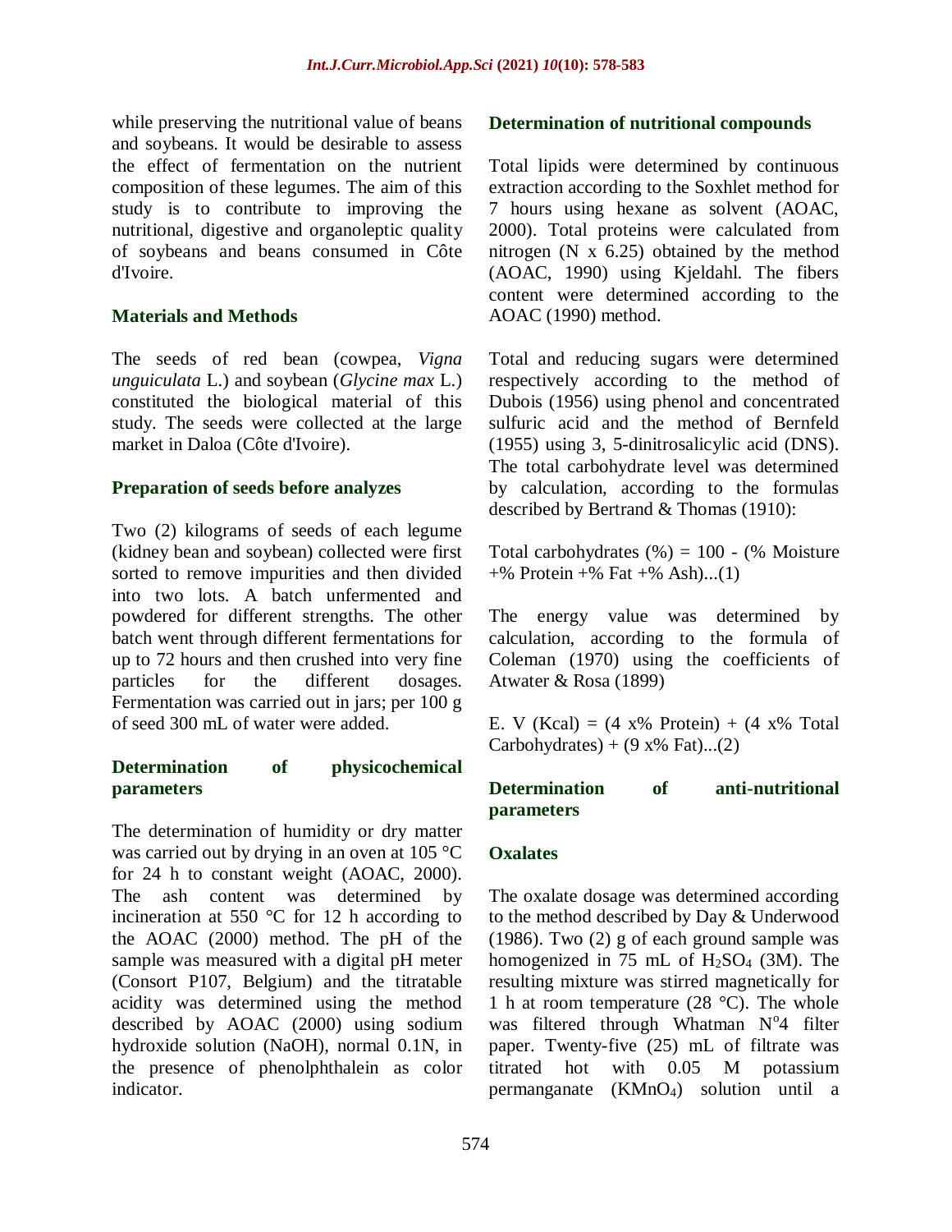while preserving the nutritional value of beans and soybeans. It would be desirable to assess the effect of fermentation on the nutrient composition of these legumes. The aim of this study is to contribute to improving the nutritional, digestive and organoleptic quality of soybeans and beans consumed in Côte d'Ivoire.

## Materials and Methods

The seeds of red bean (cowpea, *Vigna unguiculata* L.) and soybean (*Glycine max* L.) constituted the biological material of this study. The seeds were collected at the large market in Daloa (Côte d'Ivoire).

### Preparation of seeds before analyzes

Two (2) kilograms of seeds of each legume (kidney bean and soybean) collected were first sorted to remove impurities and then divided into two lots. A batch unfermented and powdered for different strengths. The other batch went through different fermentations for up to 72 hours and then crushed into very fine particles for the different dosages. Fermentation was carried out in jars; per 100 g of seed 300 mL of water were added.

### Determination of physicochemical parameters

The determination of humidity or dry matter was carried out by drying in an oven at 105 °C for 24 h to constant weight (AOAC, 2000). The ash content was determined by incineration at 550 °C for 12 h according to the AOAC (2000) method. The pH of the sample was measured with a digital pH meter (Consort P107, Belgium) and the titratable acidity was determined using the method described by AOAC (2000) using sodium hydroxide solution (NaOH), normal 0.1N, in the presence of phenolphthalein as color indicator.

### Determination of nutritional compounds

Total lipids were determined by continuous extraction according to the Soxhlet method for 7 hours using hexane as solvent (AOAC, 2000). Total proteins were calculated from nitrogen (N x 6.25) obtained by the method (AOAC, 1990) using Kjeldahl. The fibers content were determined according to the AOAC (1990) method.

Total and reducing sugars were determined respectively according to the method of Dubois (1956) using phenol and concentrated sulfuric acid and the method of Bernfeld (1955) using 3, 5-dinitrosalicylic acid (DNS). The total carbohydrate level was determined by calculation, according to the formulas described by Bertrand & Thomas (1910):

Total carbohydrates (%) = 100 - (% Moisture +% Protein +% Fat +% Ash)...(1)

The energy value was determined by calculation, according to the formula of Coleman (1970) using the coefficients of Atwater & Rosa (1899)

E. V (Kcal) = (4 x% Protein) + (4 x% Total Carbohydrates) + (9 x% Fat)...(2)

### Determination of anti-nutritional parameters

#### Oxalates

The oxalate dosage was determined according to the method described by Day & Underwood (1986). Two (2) g of each ground sample was homogenized in 75 mL of $H_2SO_4$ (3M). The resulting mixture was stirred magnetically for 1 h at room temperature (28 °C). The whole was filtered through Whatman N°4 filter paper. Twenty-five (25) mL of filtrate was titrated hot with 0.05 M potassium permanganate ($KMnO_4$) solution until a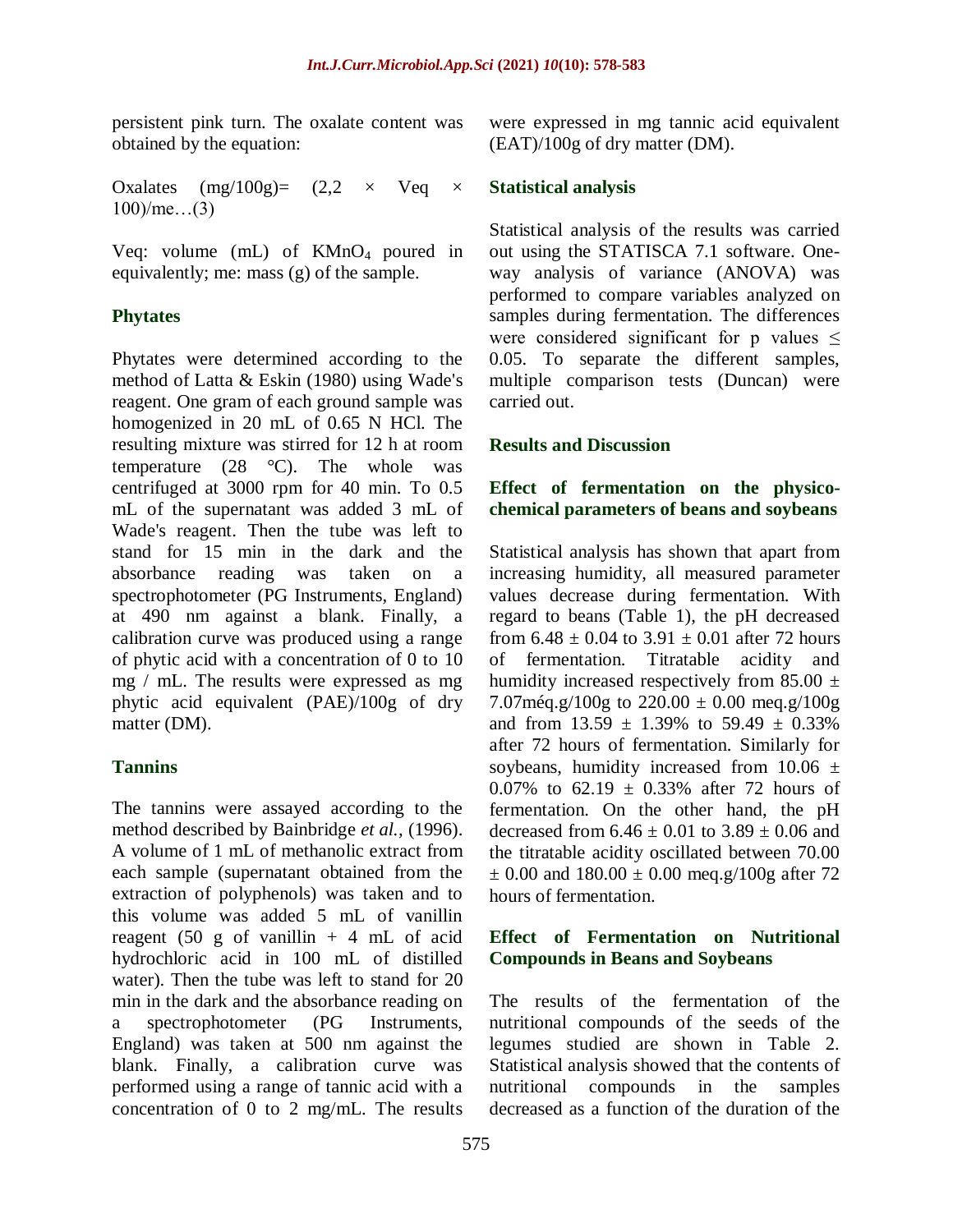persistent pink turn. The oxalate content was obtained by the equation:

Oxalates (mg/100g)= (2,2 × Veq × 100)/me…(3)

Veq: volume (mL) of $KMnO_4$ poured in equivalently; me: mass (g) of the sample.

### Phytates

Phytates were determined according to the method of Latta & Eskin (1980) using Wade's reagent. One gram of each ground sample was homogenized in 20 mL of 0.65 N HCl. The resulting mixture was stirred for 12 h at room temperature (28 °C). The whole was centrifuged at 3000 rpm for 40 min. To 0.5 mL of the supernatant was added 3 mL of Wade's reagent. Then the tube was left to stand for 15 min in the dark and the absorbance reading was taken on a spectrophotometer (PG Instruments, England) at 490 nm against a blank. Finally, a calibration curve was produced using a range of phytic acid with a concentration of 0 to 10 mg / mL. The results were expressed as mg phytic acid equivalent (PAE)/100g of dry matter (DM).

### Tannins

The tannins were assayed according to the method described by Bainbridge *et al.,* (1996). A volume of 1 mL of methanolic extract from each sample (supernatant obtained from the extraction of polyphenols) was taken and to this volume was added 5 mL of vanillin reagent (50 g of vanillin + 4 mL of acid hydrochloric acid in 100 mL of distilled water). Then the tube was left to stand for 20 min in the dark and the absorbance reading on a spectrophotometer (PG Instruments, England) was taken at 500 nm against the blank. Finally, a calibration curve was performed using a range of tannic acid with a concentration of 0 to 2 mg/mL. The results were expressed in mg tannic acid equivalent (EAT)/100g of dry matter (DM).

### Statistical analysis

Statistical analysis of the results was carried out using the STATISCA 7.1 software. One-way analysis of variance (ANOVA) was performed to compare variables analyzed on samples during fermentation. The differences were considered significant for p values $\leq$ 0.05. To separate the different samples, multiple comparison tests (Duncan) were carried out.

## Results and Discussion

### Effect of fermentation on the physico-chemical parameters of beans and soybeans

Statistical analysis has shown that apart from increasing humidity, all measured parameter values decrease during fermentation. With regard to beans (Table 1), the pH decreased from 6.48 ± 0.04 to 3.91 ± 0.01 after 72 hours of fermentation. Titratable acidity and humidity increased respectively from 85.00 ± 7.07méq.g/100g to 220.00 ± 0.00 meq.g/100g and from 13.59 ± 1.39% to 59.49 ± 0.33% after 72 hours of fermentation. Similarly for soybeans, humidity increased from 10.06 ± 0.07% to 62.19 ± 0.33% after 72 hours of fermentation. On the other hand, the pH decreased from 6.46 ± 0.01 to 3.89 ± 0.06 and the titratable acidity oscillated between 70.00 ± 0.00 and 180.00 ± 0.00 meq.g/100g after 72 hours of fermentation.

### Effect of Fermentation on Nutritional Compounds in Beans and Soybeans

The results of the fermentation of the nutritional compounds of the seeds of the legumes studied are shown in Table 2. Statistical analysis showed that the contents of nutritional compounds in the samples decreased as a function of the duration of the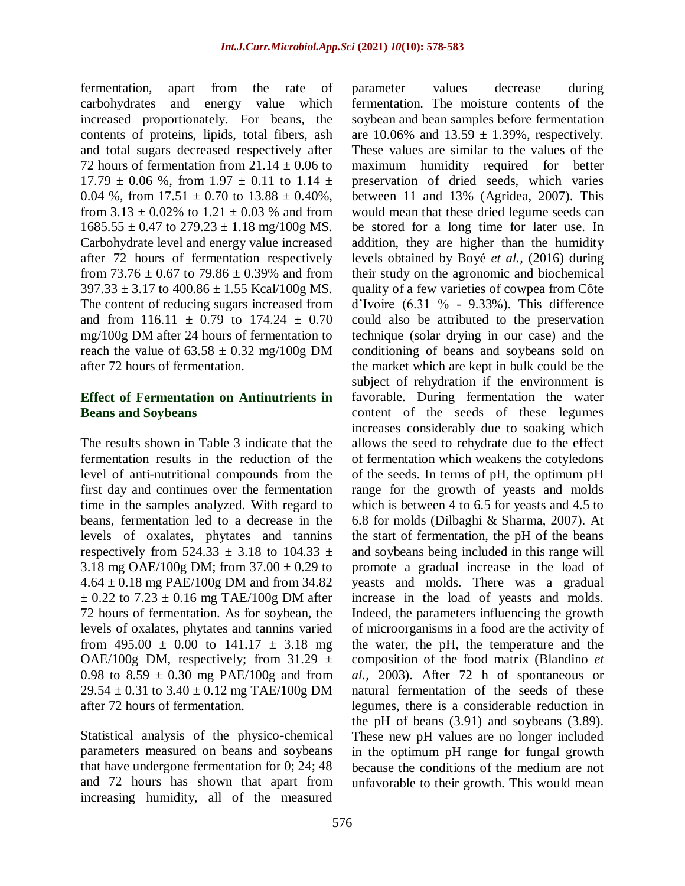fermentation, apart from the rate of carbohydrates and energy value which increased proportionately. For beans, the contents of proteins, lipids, total fibers, ash and total sugars decreased respectively after 72 hours of fermentation from 21.14 ± 0.06 to 17.79 ± 0.06 %, from 1.97 ± 0.11 to 1.14 ± 0.04 %, from 17.51 ± 0.70 to 13.88 ± 0.40%, from 3.13 ± 0.02% to 1.21 ± 0.03 % and from 1685.55 ± 0.47 to 279.23 ± 1.18 mg/100g MS. Carbohydrate level and energy value increased after 72 hours of fermentation respectively from 73.76 ± 0.67 to 79.86 ± 0.39% and from 397.33 ± 3.17 to 400.86 ± 1.55 Kcal/100g MS. The content of reducing sugars increased from and from 116.11 ± 0.79 to 174.24 ± 0.70 mg/100g DM after 24 hours of fermentation to reach the value of 63.58 ± 0.32 mg/100g DM after 72 hours of fermentation.

## Effect of Fermentation on Antinutrients in Beans and Soybeans

The results shown in Table 3 indicate that the fermentation results in the reduction of the level of anti-nutritional compounds from the first day and continues over the fermentation time in the samples analyzed. With regard to beans, fermentation led to a decrease in the levels of oxalates, phytates and tannins respectively from 524.33 ± 3.18 to 104.33 ± 3.18 mg OAE/100g DM; from 37.00 ± 0.29 to 4.64 ± 0.18 mg PAE/100g DM and from 34.82 ± 0.22 to 7.23 ± 0.16 mg TAE/100g DM after 72 hours of fermentation. As for soybean, the levels of oxalates, phytates and tannins varied from 495.00 ± 0.00 to 141.17 ± 3.18 mg OAE/100g DM, respectively; from 31.29 ± 0.98 to 8.59 ± 0.30 mg PAE/100g and from 29.54 ± 0.31 to 3.40 ± 0.12 mg TAE/100g DM after 72 hours of fermentation.

Statistical analysis of the physico-chemical parameters measured on beans and soybeans that have undergone fermentation for 0; 24; 48 and 72 hours has shown that apart from increasing humidity, all of the measured parameter values decrease during fermentation. The moisture contents of the soybean and bean samples before fermentation are 10.06% and 13.59 ± 1.39%, respectively. These values are similar to the values of the maximum humidity required for better preservation of dried seeds, which varies between 11 and 13% (Agridea, 2007). This would mean that these dried legume seeds can be stored for a long time for later use. In addition, they are higher than the humidity levels obtained by Boyé *et al.,* (2016) during their study on the agronomic and biochemical quality of a few varieties of cowpea from Côte d'Ivoire (6.31 % - 9.33%). This difference could also be attributed to the preservation technique (solar drying in our case) and the conditioning of beans and soybeans sold on the market which are kept in bulk could be the subject of rehydration if the environment is favorable. During fermentation the water content of the seeds of these legumes increases considerably due to soaking which allows the seed to rehydrate due to the effect of fermentation which weakens the cotyledons of the seeds. In terms of pH, the optimum pH range for the growth of yeasts and molds which is between 4 to 6.5 for yeasts and 4.5 to 6.8 for molds (Dilbaghi & Sharma, 2007). At the start of fermentation, the pH of the beans and soybeans being included in this range will promote a gradual increase in the load of yeasts and molds. There was a gradual increase in the load of yeasts and molds. Indeed, the parameters influencing the growth of microorganisms in a food are the activity of the water, the pH, the temperature and the composition of the food matrix (Blandino *et al.,* 2003). After 72 h of spontaneous or natural fermentation of the seeds of these legumes, there is a considerable reduction in the pH of beans (3.91) and soybeans (3.89). These new pH values are no longer included in the optimum pH range for fungal growth because the conditions of the medium are not unfavorable to their growth. This would mean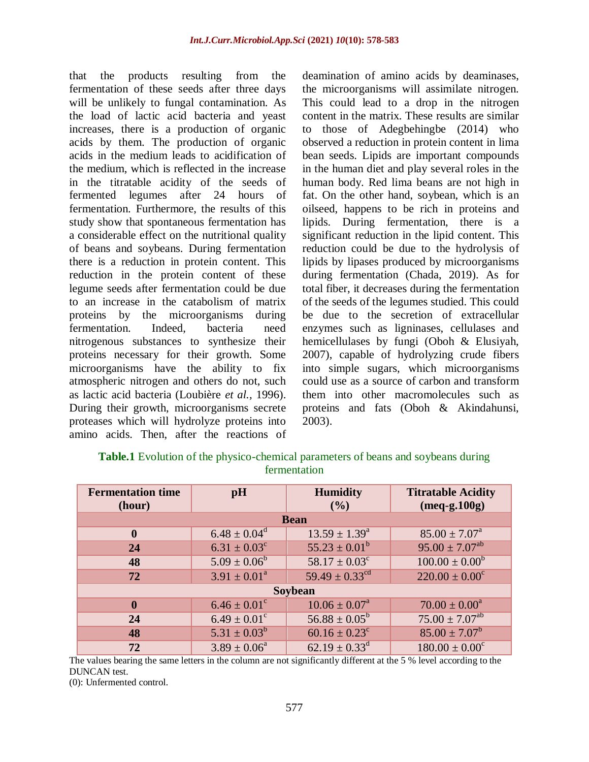that the products resulting from the fermentation of these seeds after three days will be unlikely to fungal contamination. As the load of lactic acid bacteria and yeast increases, there is a production of organic acids by them. The production of organic acids in the medium leads to acidification of the medium, which is reflected in the increase in the titratable acidity of the seeds of fermented legumes after 24 hours of fermentation. Furthermore, the results of this study show that spontaneous fermentation has a considerable effect on the nutritional quality of beans and soybeans. During fermentation there is a reduction in protein content. This reduction in the protein content of these legume seeds after fermentation could be due to an increase in the catabolism of matrix proteins by the microorganisms during fermentation. Indeed, bacteria need nitrogenous substances to synthesize their proteins necessary for their growth. Some microorganisms have the ability to fix atmospheric nitrogen and others do not, such as lactic acid bacteria (Loubière *et al.,* 1996). During their growth, microorganisms secrete proteases which will hydrolyze proteins into amino acids. Then, after the reactions of deamination of amino acids by deaminases, the microorganisms will assimilate nitrogen. This could lead to a drop in the nitrogen content in the matrix. These results are similar to those of Adegbehingbe (2014) who observed a reduction in protein content in lima bean seeds. Lipids are important compounds in the human diet and play several roles in the human body. Red lima beans are not high in fat. On the other hand, soybean, which is an oilseed, happens to be rich in proteins and lipids. During fermentation, there is a significant reduction in the lipid content. This reduction could be due to the hydrolysis of lipids by lipases produced by microorganisms during fermentation (Chada, 2019). As for total fiber, it decreases during the fermentation of the seeds of the legumes studied. This could be due to the secretion of extracellular enzymes such as ligninases, cellulases and hemicellulases by fungi (Oboh & Elusiyah, 2007), capable of hydrolyzing crude fibers into simple sugars, which microorganisms could use as a source of carbon and transform them into other macromolecules such as proteins and fats (Oboh & Akindahunsi, 2003).

**Table.1** Evolution of the physico-chemical parameters of beans and soybeans during fermentation

| Fermentation time (hour) | pH | Humidity (%) | Titratable Acidity (meq-g.100g) |
|---|---|---|---|
| **Bean** | | | |
| **0** | $6.48 \pm 0.04^{d}$ | $13.59 \pm 1.39^{a}$ | $85.00 \pm 7.07^{a}$ |
| **24** | $6.31 \pm 0.03^{c}$ | $55.23 \pm 0.01^{b}$ | $95.00 \pm 7.07^{ab}$ |
| **48** | $5.09 \pm 0.06^{b}$ | $58.17 \pm 0.03^{c}$ | $100.00 \pm 0.00^{b}$ |
| **72** | $3.91 \pm 0.01^{a}$ | $59.49 \pm 0.33^{cd}$ | $220.00 \pm 0.00^{c}$ |
| **Soybean** | | | |
| **0** | $6.46 \pm 0.01^{c}$ | $10.06 \pm 0.07^{a}$ | $70.00 \pm 0.00^{a}$ |
| **24** | $6.49 \pm 0.01^{c}$ | $56.88 \pm 0.05^{b}$ | $75.00 \pm 7.07^{ab}$ |
| **48** | $5.31 \pm 0.03^{b}$ | $60.16 \pm 0.23^{c}$ | $85.00 \pm 7.07^{b}$ |
| **72** | $3.89 \pm 0.06^{a}$ | $62.19 \pm 0.33^{d}$ | $180.00 \pm 0.00^{c}$ |

The values bearing the same letters in the column are not significantly different at the 5 % level according to the DUNCAN test.

(0): Unfermented control.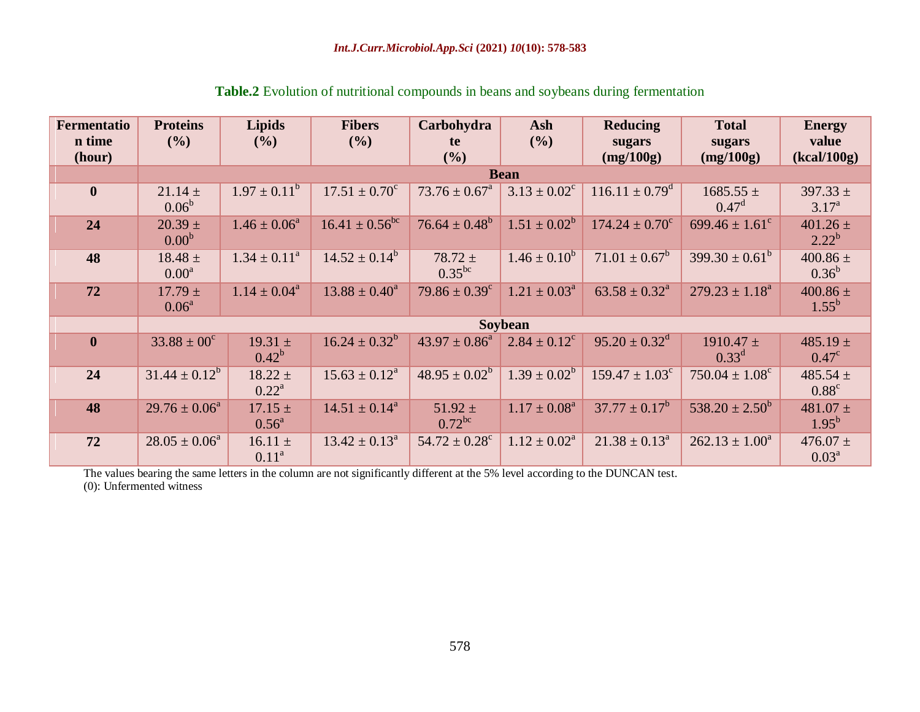**Table.2** Evolution of nutritional compounds in beans and soybeans during fermentation

| Fermentation time (hour) | Proteins (%) | Lipids (%) | Fibers (%) | Carbohydrate (%) | Ash (%) | Reducing sugars (mg/100g) | Total sugars (mg/100g) | Energy value (kcal/100g) |
|---|---|---|---|---|---|---|---|---|
| | **Bean** | | | | | | | |
| **0** | 21.14 ± 0.06[b] | 1.97 ± 0.11[b] | 17.51 ± 0.70[c] | 73.76 ± 0.67[a] | 3.13 ± 0.02[c] | 116.11 ± 0.79[d] | 1685.55 ± 0.47[d] | 397.33 ± 3.17[a] |
| **24** | 20.39 ± 0.00[b] | 1.46 ± 0.06[a] | 16.41 ± 0.56[bc] | 76.64 ± 0.48[b] | 1.51 ± 0.02[b] | 174.24 ± 0.70[c] | 699.46 ± 1.61[c] | 401.26 ± 2.22[b] |
| **48** | 18.48 ± 0.00[a] | 1.34 ± 0.11[a] | 14.52 ± 0.14[b] | 78.72 ± 0.35[bc] | 1.46 ± 0.10[b] | 71.01 ± 0.67[b] | 399.30 ± 0.61[b] | 400.86 ± 0.36[b] |
| **72** | 17.79 ± 0.06[a] | 1.14 ± 0.04[a] | 13.88 ± 0.40[a] | 79.86 ± 0.39[c] | 1.21 ± 0.03[a] | 63.58 ± 0.32[a] | 279.23 ± 1.18[a] | 400.86 ± 1.55[b] |
| | **Soybean** | | | | | | | |
| **0** | 33.88 ± 00[c] | 19.31 ± 0.42[b] | 16.24 ± 0.32[b] | 43.97 ± 0.86[a] | 2.84 ± 0.12[c] | 95.20 ± 0.32[d] | 1910.47 ± 0.33[d] | 485.19 ± 0.47[c] |
| **24** | 31.44 ± 0.12[b] | 18.22 ± 0.22[a] | 15.63 ± 0.12[a] | 48.95 ± 0.02[b] | 1.39 ± 0.02[b] | 159.47 ± 1.03[c] | 750.04 ± 1.08[c] | 485.54 ± 0.88[c] |
| **48** | 29.76 ± 0.06[a] | 17.15 ± 0.56[a] | 14.51 ± 0.14[a] | 51.92 ± 0.72[bc] | 1.17 ± 0.08[a] | 37.77 ± 0.17[b] | 538.20 ± 2.50[b] | 481.07 ± 1.95[b] |
| **72** | 28.05 ± 0.06[a] | 16.11 ± 0.11[a] | 13.42 ± 0.13[a] | 54.72 ± 0.28[c] | 1.12 ± 0.02[a] | 21.38 ± 0.13[a] | 262.13 ± 1.00[a] | 476.07 ± 0.03[a] |

The values bearing the same letters in the column are not significantly different at the 5% level according to the DUNCAN test.
(0): Unfermented witness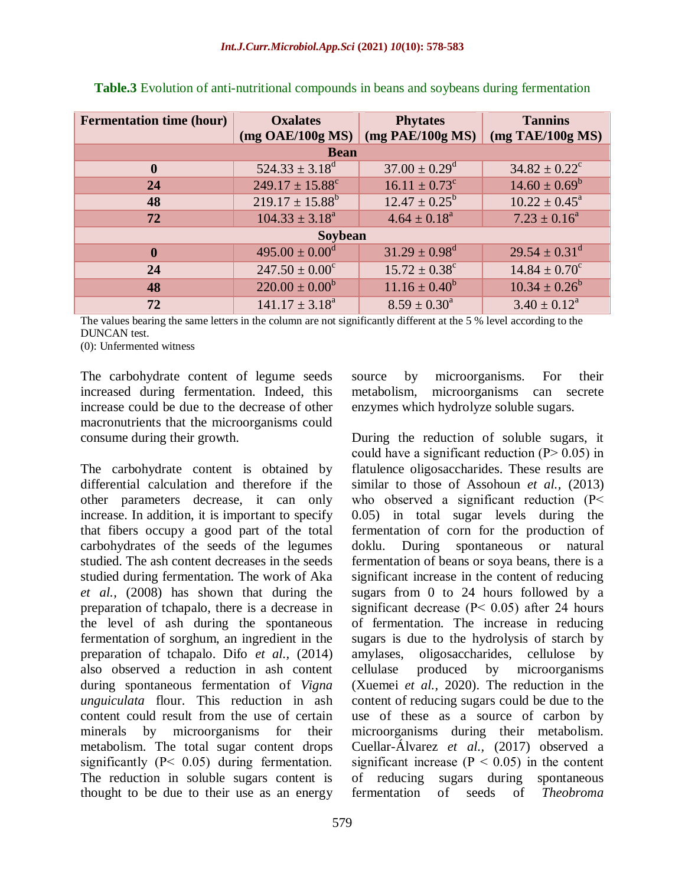**Table.3** Evolution of anti-nutritional compounds in beans and soybeans during fermentation

| Fermentation time (hour) | Oxalates (mg OAE/100g MS) | Phytates (mg PAE/100g MS) | Tannins (mg TAE/100g MS) |
|---|---|---|---|
| **Bean** | | | |
| **0** | $524.33 \pm 3.18^{d}$ | $37.00 \pm 0.29^{d}$ | $34.82 \pm 0.22^{c}$ |
| **24** | $249.17 \pm 15.88^{c}$ | $16.11 \pm 0.73^{c}$ | $14.60 \pm 0.69^{b}$ |
| **48** | $219.17 \pm 15.88^{b}$ | $12.47 \pm 0.25^{b}$ | $10.22 \pm 0.45^{a}$ |
| **72** | $104.33 \pm 3.18^{a}$ | $4.64 \pm 0.18^{a}$ | $7.23 \pm 0.16^{a}$ |
| **Soybean** | | | |
| **0** | $495.00 \pm 0.00^{d}$ | $31.29 \pm 0.98^{d}$ | $29.54 \pm 0.31^{d}$ |
| **24** | $247.50 \pm 0.00^{c}$ | $15.72 \pm 0.38^{c}$ | $14.84 \pm 0.70^{c}$ |
| **48** | $220.00 \pm 0.00^{b}$ | $11.16 \pm 0.40^{b}$ | $10.34 \pm 0.26^{b}$ |
| **72** | $141.17 \pm 3.18^{a}$ | $8.59 \pm 0.30^{a}$ | $3.40 \pm 0.12^{a}$ |

The values bearing the same letters in the column are not significantly different at the 5 % level according to the DUNCAN test.
(0): Unfermented witness

The carbohydrate content of legume seeds increased during fermentation. Indeed, this increase could be due to the decrease of other macronutrients that the microorganisms could consume during their growth.

The carbohydrate content is obtained by differential calculation and therefore if the other parameters decrease, it can only increase. In addition, it is important to specify that fibers occupy a good part of the total carbohydrates of the seeds of the legumes studied. The ash content decreases in the seeds studied during fermentation. The work of Aka *et al.,* (2008) has shown that during the preparation of tchapalo, there is a decrease in the level of ash during the spontaneous fermentation of sorghum, an ingredient in the preparation of tchapalo. Difo *et al.,* (2014) also observed a reduction in ash content during spontaneous fermentation of *Vigna unguiculata* flour. This reduction in ash content could result from the use of certain minerals by microorganisms for their metabolism. The total sugar content drops significantly ($P < 0.05$) during fermentation. The reduction in soluble sugars content is thought to be due to their use as an energy source by microorganisms. For their metabolism, microorganisms can secrete enzymes which hydrolyze soluble sugars.

During the reduction of soluble sugars, it could have a significant reduction ($P > 0.05$) in flatulence oligosaccharides. These results are similar to those of Assohoun *et al.,* (2013) who observed a significant reduction ($P < 0.05$) in total sugar levels during the fermentation of corn for the production of doklu. During spontaneous or natural fermentation of beans or soya beans, there is a significant increase in the content of reducing sugars from 0 to 24 hours followed by a significant decrease ($P < 0.05$) after 24 hours of fermentation. The increase in reducing sugars is due to the hydrolysis of starch by amylases, oligosaccharides, cellulose by cellulase produced by microorganisms (Xuemei *et al.,* 2020). The reduction in the content of reducing sugars could be due to the use of these as a source of carbon by microorganisms during their metabolism. Cuellar-Álvarez *et al.,* (2017) observed a significant increase ($P < 0.05$) in the content of reducing sugars during spontaneous fermentation of seeds of *Theobroma*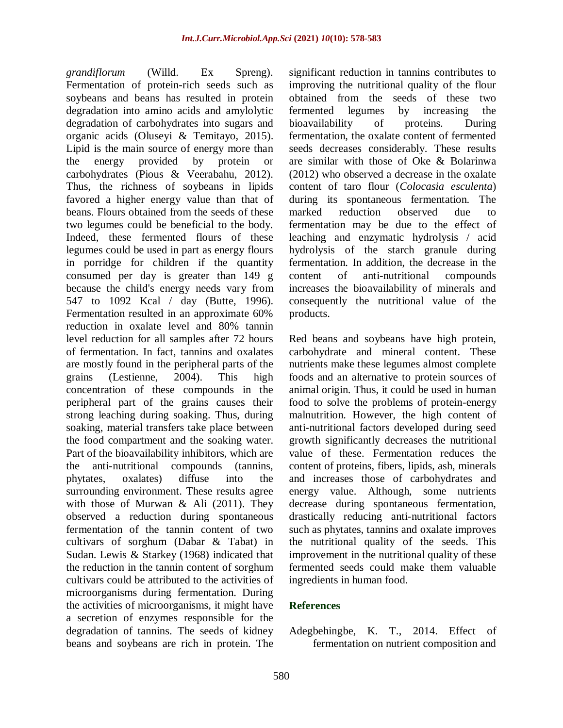*grandiflorum* (Willd. Ex Spreng). Fermentation of protein-rich seeds such as soybeans and beans has resulted in protein degradation into amino acids and amylolytic degradation of carbohydrates into sugars and organic acids (Oluseyi & Temitayo, 2015). Lipid is the main source of energy more than the energy provided by protein or carbohydrates (Pious & Veerabahu, 2012). Thus, the richness of soybeans in lipids favored a higher energy value than that of beans. Flours obtained from the seeds of these two legumes could be beneficial to the body. Indeed, these fermented flours of these legumes could be used in part as energy flours in porridge for children if the quantity consumed per day is greater than 149 g because the child's energy needs vary from 547 to 1092 Kcal / day (Butte, 1996). Fermentation resulted in an approximate 60% reduction in oxalate level and 80% tannin level reduction for all samples after 72 hours of fermentation. In fact, tannins and oxalates are mostly found in the peripheral parts of the grains (Lestienne, 2004). This high concentration of these compounds in the peripheral part of the grains causes their strong leaching during soaking. Thus, during soaking, material transfers take place between the food compartment and the soaking water. Part of the bioavailability inhibitors, which are the anti-nutritional compounds (tannins, phytates, oxalates) diffuse into the surrounding environment. These results agree with those of Murwan & Ali (2011). They observed a reduction during spontaneous fermentation of the tannin content of two cultivars of sorghum (Dabar & Tabat) in Sudan. Lewis & Starkey (1968) indicated that the reduction in the tannin content of sorghum cultivars could be attributed to the activities of microorganisms during fermentation. During the activities of microorganisms, it might have a secretion of enzymes responsible for the degradation of tannins. The seeds of kidney beans and soybeans are rich in protein. The significant reduction in tannins contributes to improving the nutritional quality of the flour obtained from the seeds of these two fermented legumes by increasing the bioavailability of proteins. During fermentation, the oxalate content of fermented seeds decreases considerably. These results are similar with those of Oke & Bolarinwa (2012) who observed a decrease in the oxalate content of taro flour (*Colocasia esculenta*) during its spontaneous fermentation. The marked reduction observed due to fermentation may be due to the effect of leaching and enzymatic hydrolysis / acid hydrolysis of the starch granule during fermentation. In addition, the decrease in the content of anti-nutritional compounds increases the bioavailability of minerals and consequently the nutritional value of the products.

Red beans and soybeans have high protein, carbohydrate and mineral content. These nutrients make these legumes almost complete foods and an alternative to protein sources of animal origin. Thus, it could be used in human food to solve the problems of protein-energy malnutrition. However, the high content of anti-nutritional factors developed during seed growth significantly decreases the nutritional value of these. Fermentation reduces the content of proteins, fibers, lipids, ash, minerals and increases those of carbohydrates and energy value. Although, some nutrients decrease during spontaneous fermentation, drastically reducing anti-nutritional factors such as phytates, tannins and oxalate improves the nutritional quality of the seeds. This improvement in the nutritional quality of these fermented seeds could make them valuable ingredients in human food.

## References

Adegbehingbe, K. T., 2014. Effect of fermentation on nutrient composition and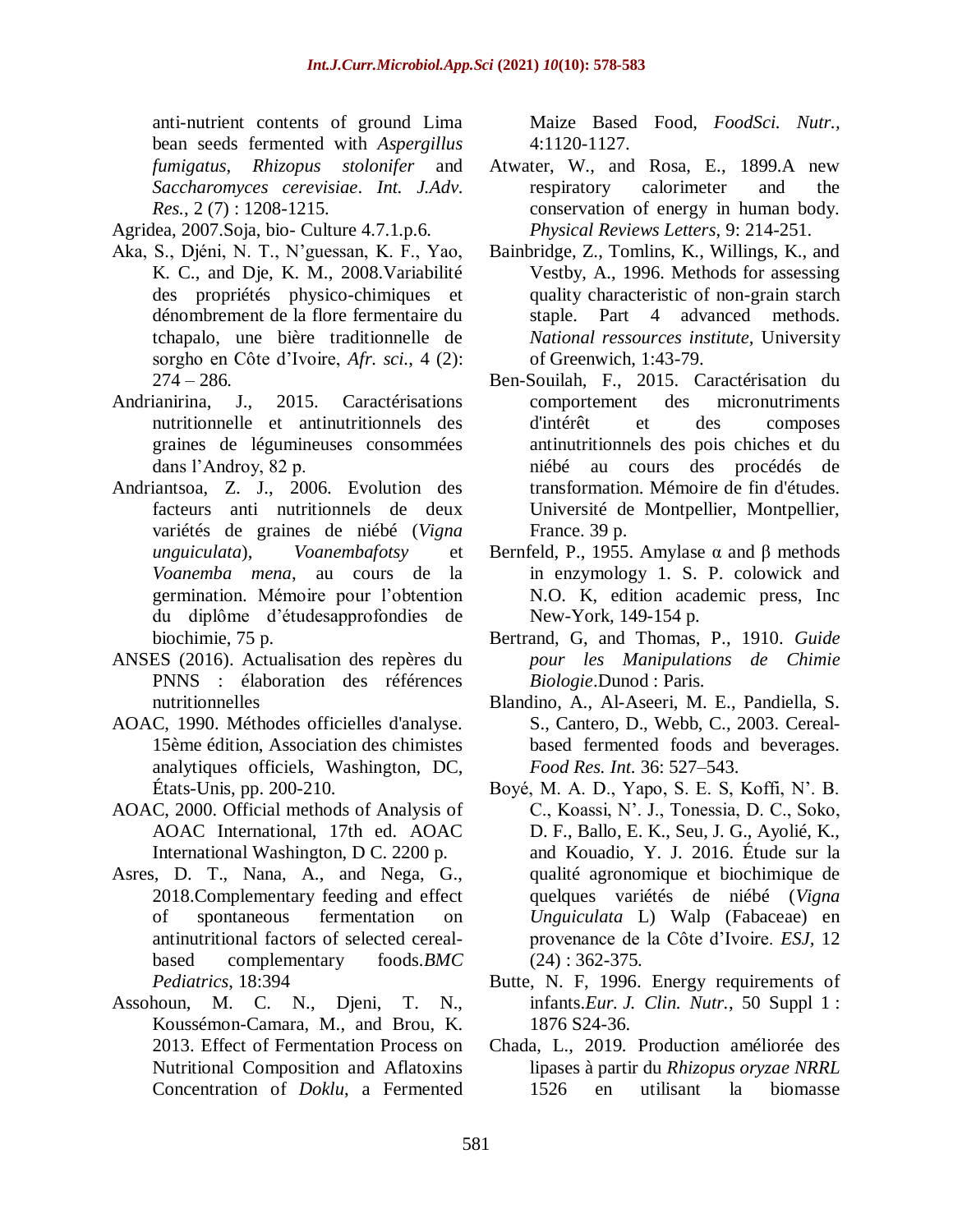anti-nutrient contents of ground Lima bean seeds fermented with *Aspergillus fumigatus*, *Rhizopus stolonifer* and *Saccharomyces cerevisiae*. *Int. J.Adv. Res.*, 2 (7) : 1208-1215.

Agridea, 2007.Soja, bio- Culture 4.7.1.p.6.

Aka, S., Djéni, N. T., N'guessan, K. F., Yao, K. C., and Dje, K. M., 2008.Variabilité des propriétés physico-chimiques et dénombrement de la flore fermentaire du tchapalo, une bière traditionnelle de sorgho en Côte d'Ivoire, *Afr. sci.*, 4 (2): 274 – 286.

Andrianirina, J., 2015. Caractérisations nutritionnelle et antinutritionnels des graines de légumineuses consommées dans l'Androy, 82 p.

Andriantsoa, Z. J., 2006. Evolution des facteurs anti nutritionnels de deux variétés de graines de niébé (*Vigna unguiculata*), *Voanembafotsy* et *Voanemba mena*, au cours de la germination. Mémoire pour l'obtention du diplôme d'étudesapprofondies de biochimie, 75 p.

ANSES (2016). Actualisation des repères du PNNS : élaboration des références nutritionnelles

AOAC, 1990. Méthodes officielles d'analyse. 15ème édition, Association des chimistes analytiques officiels, Washington, DC, États-Unis, pp. 200-210.

AOAC, 2000. Official methods of Analysis of AOAC International, 17th ed. AOAC International Washington, D C. 2200 p.

Asres, D. T., Nana, A., and Nega, G., 2018.Complementary feeding and effect of spontaneous fermentation on antinutritional factors of selected cereal-based complementary foods.*BMC Pediatrics*, 18:394

Assohoun, M. C. N., Djeni, T. N., Koussémon-Camara, M., and Brou, K. 2013. Effect of Fermentation Process on Nutritional Composition and Aflatoxins Concentration of *Doklu*, a Fermented Maize Based Food, *FoodSci. Nutr.*, 4:1120-1127.

Atwater, W., and Rosa, E., 1899.A new respiratory calorimeter and the conservation of energy in human body. *Physical Reviews Letters*, 9: 214-251.

Bainbridge, Z., Tomlins, K., Willings, K., and Vestby, A., 1996. Methods for assessing quality characteristic of non-grain starch staple. Part 4 advanced methods. *National ressources institute*, University of Greenwich, 1:43-79.

Ben-Souilah, F., 2015. Caractérisation du comportement des micronutriments d'intérêt et des composes antinutritionnels des pois chiches et du niébé au cours des procédés de transformation. Mémoire de fin d'études. Université de Montpellier, Montpellier, France. 39 p.

Bernfeld, P., 1955. Amylase α and β methods in enzymology 1. S. P. colowick and N.O. K, edition academic press, Inc New-York, 149-154 p.

Bertrand, G, and Thomas, P., 1910. *Guide pour les Manipulations de Chimie Biologie*.Dunod : Paris.

Blandino, A., Al-Aseeri, M. E., Pandiella, S. S., Cantero, D., Webb, C., 2003. Cereal-based fermented foods and beverages. *Food Res. Int.* 36: 527–543.

Boyé, M. A. D., Yapo, S. E. S, Koffi, N'. B. C., Koassi, N'. J., Tonessia, D. C., Soko, D. F., Ballo, E. K., Seu, J. G., Ayolié, K., and Kouadio, Y. J. 2016. Étude sur la qualité agronomique et biochimique de quelques variétés de niébé (*Vigna Unguiculata* L) Walp (Fabaceae) en provenance de la Côte d'Ivoire. *ESJ*, 12 (24) : 362-375.

Butte, N. F, 1996. Energy requirements of infants.*Eur. J. Clin. Nutr.*, 50 Suppl 1 : 1876 S24-36.

Chada, L., 2019. Production améliorée des lipases à partir du *Rhizopus oryzae NRRL* 1526 en utilisant la biomasse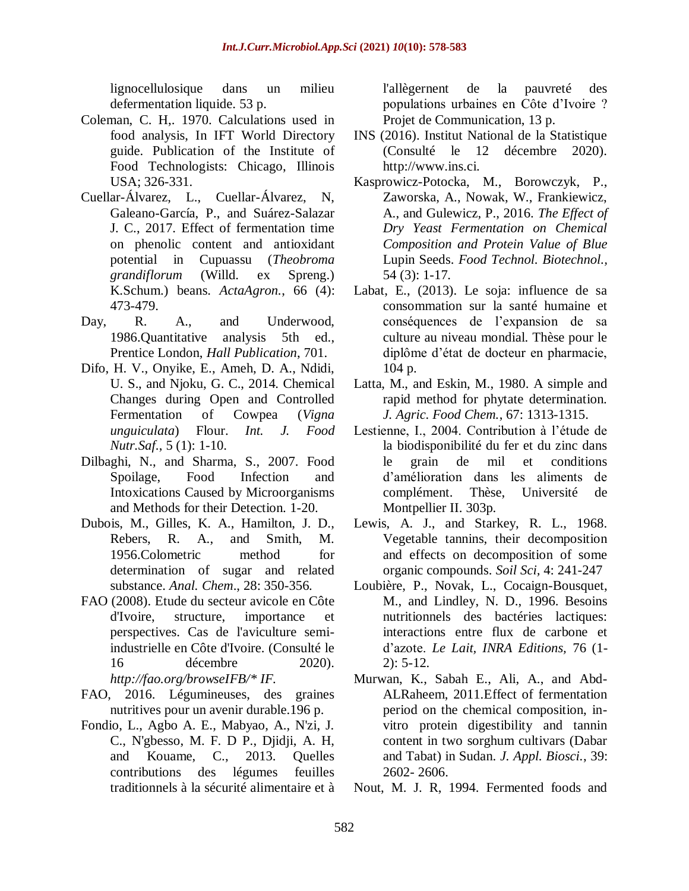lignocellulosique dans un milieu defermentation liquide. 53 p.

Coleman, C. H,. 1970. Calculations used in food analysis, In IFT World Directory guide. Publication of the Institute of Food Technologists: Chicago, Illinois USA; 326-331.

Cuellar-Álvarez, L., Cuellar-Álvarez, N, Galeano-García, P., and Suárez-Salazar J. C., 2017. Effect of fermentation time on phenolic content and antioxidant potential in Cupuassu (*Theobroma grandiflorum* (Willd. ex Spreng.) K.Schum.) beans. *ActaAgron.*, 66 (4): 473-479.

Day, R. A., and Underwood, 1986.Quantitative analysis 5th ed., Prentice London, *Hall Publication*, 701.

Difo, H. V., Onyike, E., Ameh, D. A., Ndidi, U. S., and Njoku, G. C., 2014. Chemical Changes during Open and Controlled Fermentation of Cowpea (*Vigna unguiculata*) Flour. *Int. J. Food Nutr.Saf.*, 5 (1): 1-10.

Dilbaghi, N., and Sharma, S., 2007. Food Spoilage, Food Infection and Intoxications Caused by Microorganisms and Methods for their Detection. 1-20.

Dubois, M., Gilles, K. A., Hamilton, J. D., Rebers, R. A., and Smith, M. 1956.Colometric method for determination of sugar and related substance. *Anal. Chem*., 28: 350-356.

FAO (2008). Etude du secteur avicole en Côte d'Ivoire, structure, importance et perspectives. Cas de l'aviculture semi-industrielle en Côte d'Ivoire. (Consulté le 16 décembre 2020). *http://fao.org/browseIFB/* IF.*

FAO, 2016. Légumineuses, des graines nutritives pour un avenir durable.196 p.

Fondio, L., Agbo A. E., Mabyao, A., N'zi, J. C., N'gbesso, M. F. D P., Djidji, A. H, and Kouame, C., 2013. Quelles contributions des légumes feuilles traditionnels à la sécurité alimentaire et à l'allègernent de la pauvreté des populations urbaines en Côte d'Ivoire ? Projet de Communication, 13 p.

INS (2016). Institut National de la Statistique (Consulté le 12 décembre 2020). http://www.ins.ci.

Kasprowicz-Potocka, M., Borowczyk, P., Zaworska, A., Nowak, W., Frankiewicz, A., and Gulewicz, P., 2016. *The Effect of Dry Yeast Fermentation on Chemical Composition and Protein Value of Blue* Lupin Seeds. *Food Technol. Biotechnol.,* 54 (3): 1-17.

Labat, E., (2013). Le soja: influence de sa consommation sur la santé humaine et conséquences de l'expansion de sa culture au niveau mondial. Thèse pour le diplôme d'état de docteur en pharmacie, 104 p.

Latta, M., and Eskin, M., 1980. A simple and rapid method for phytate determination. *J. Agric. Food Chem.*, 67: 1313-1315.

Lestienne, I., 2004. Contribution à l'étude de la biodisponibilité du fer et du zinc dans le grain de mil et conditions d'amélioration dans les aliments de complément. Thèse, Université de Montpellier II. 303p.

Lewis, A. J., and Starkey, R. L., 1968. Vegetable tannins, their decomposition and effects on decomposition of some organic compounds. *Soil Sci*, 4: 241-247

Loubière, P., Novak, L., Cocaign-Bousquet, M., and Lindley, N. D., 1996. Besoins nutritionnels des bactéries lactiques: interactions entre flux de carbone et d'azote. *Le Lait, INRA Editions,* 76 (1-2): 5-12.

Murwan, K., Sabah E., Ali, A., and Abd-ALRaheem, 2011.Effect of fermentation period on the chemical composition, in-vitro protein digestibility and tannin content in two sorghum cultivars (Dabar and Tabat) in Sudan. *J. Appl. Biosci.*, 39: 2602- 2606.

Nout, M. J. R, 1994. Fermented foods and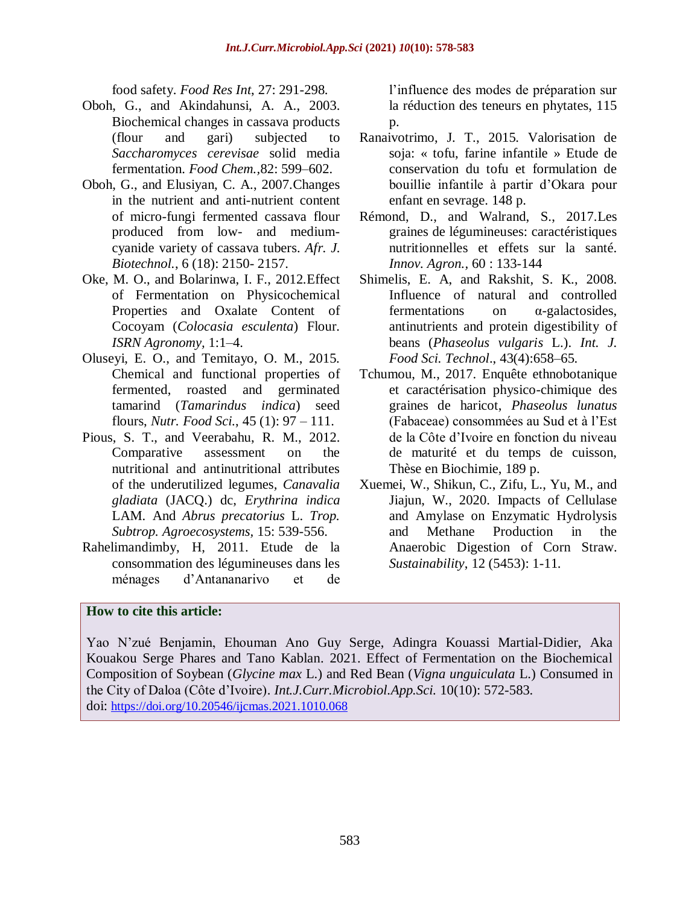food safety. *Food Res Int*, 27: 291-298.

Oboh, G., and Akindahunsi, A. A., 2003. Biochemical changes in cassava products (flour and gari) subjected to *Saccharomyces cerevisae* solid media fermentation. *Food Chem.*,82: 599–602.

Oboh, G., and Elusiyan, C. A., 2007.Changes in the nutrient and anti-nutrient content of micro-fungi fermented cassava flour produced from low- and medium-cyanide variety of cassava tubers. *Afr. J. Biotechnol.*, 6 (18): 2150- 2157.

Oke, M. O., and Bolarinwa, I. F., 2012.Effect of Fermentation on Physicochemical Properties and Oxalate Content of Cocoyam (*Colocasia esculenta*) Flour. *ISRN Agronomy*, 1:1–4.

Oluseyi, E. O., and Temitayo, O. M., 2015. Chemical and functional properties of fermented, roasted and germinated tamarind (*Tamarindus indica*) seed flours, *Nutr. Food Sci.*, 45 (1): 97 – 111.

Pious, S. T., and Veerabahu, R. M., 2012. Comparative assessment on the nutritional and antinutritional attributes of the underutilized legumes, *Canavalia gladiata* (JACQ.) dc, *Erythrina indica* LAM. And *Abrus precatorius* L. *Trop. Subtrop. Agroecosystems*, 15: 539-556.

Rahelimandimby, H, 2011. Etude de la consommation des légumineuses dans les ménages d'Antananarivo et de l'influence des modes de préparation sur la réduction des teneurs en phytates, 115 p.

Ranaivotrimo, J. T., 2015. Valorisation de soja: « tofu, farine infantile » Etude de conservation du tofu et formulation de bouillie infantile à partir d'Okara pour enfant en sevrage. 148 p.

Rémond, D., and Walrand, S., 2017.Les graines de légumineuses: caractéristiques nutritionnelles et effets sur la santé. *Innov. Agron.*, 60 : 133-144

Shimelis, E. A, and Rakshit, S. K., 2008. Influence of natural and controlled fermentations on α-galactosides, antinutrients and protein digestibility of beans (*Phaseolus vulgaris* L.). *Int. J. Food Sci. Technol*., 43(4):658–65.

Tchumou, M., 2017. Enquête ethnobotanique et caractérisation physico-chimique des graines de haricot, *Phaseolus lunatus* (Fabaceae) consommées au Sud et à l'Est de la Côte d'Ivoire en fonction du niveau de maturité et du temps de cuisson, Thèse en Biochimie, 189 p.

Xuemei, W., Shikun, C., Zifu, L., Yu, M., and Jiajun, W., 2020. Impacts of Cellulase and Amylase on Enzymatic Hydrolysis and Methane Production in the Anaerobic Digestion of Corn Straw. *Sustainability*, 12 (5453): 1-11.

**How to cite this article:**

Yao N'zué Benjamin, Ehouman Ano Guy Serge, Adingra Kouassi Martial-Didier, Aka Kouakou Serge Phares and Tano Kablan. 2021. Effect of Fermentation on the Biochemical Composition of Soybean (*Glycine max* L.) and Red Bean (*Vigna unguiculata* L.) Consumed in the City of Daloa (Côte d'Ivoire). *Int.J.Curr.Microbiol.App.Sci.* 10(10): 572-583.
doi: https://doi.org/10.20546/ijcmas.2021.1010.068